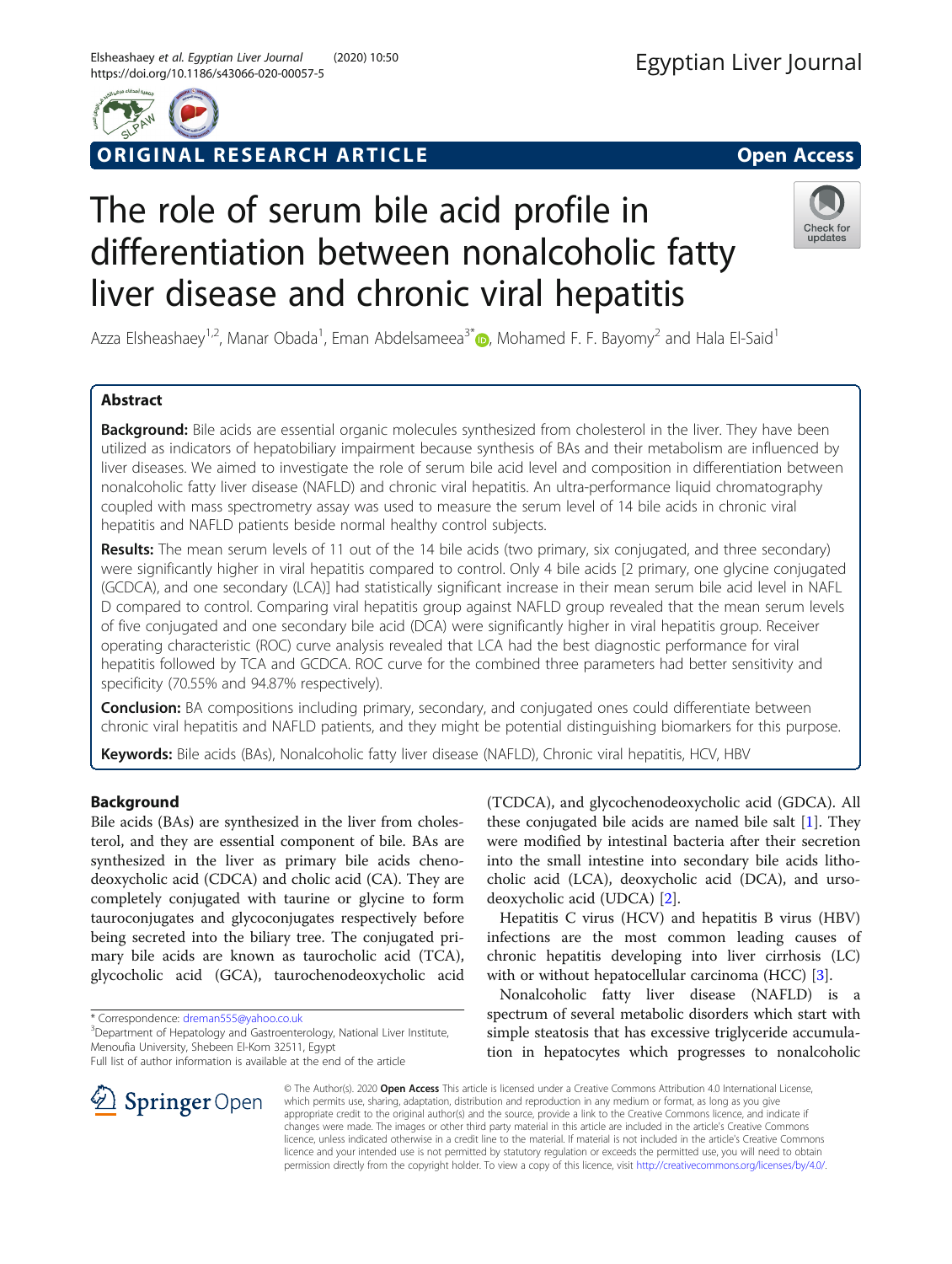ORIGINAL RESEARCH ARTICLE Open Access

# The role of serum bile acid profile in differentiation between nonalcoholic fatty liver disease and chronic viral hepatitis

Azza Elsheashaey[1,2], Manar Obada[1], Eman Abdelsameea[3*], Mohamed F. F. Bayomy[2] and Hala El-Said[1]

## Abstract

**Background:** Bile acids are essential organic molecules synthesized from cholesterol in the liver. They have been utilized as indicators of hepatobiliary impairment because synthesis of BAs and their metabolism are influenced by liver diseases. We aimed to investigate the role of serum bile acid level and composition in differentiation between nonalcoholic fatty liver disease (NAFLD) and chronic viral hepatitis. An ultra-performance liquid chromatography coupled with mass spectrometry assay was used to measure the serum level of 14 bile acids in chronic viral hepatitis and NAFLD patients beside normal healthy control subjects.

**Results:** The mean serum levels of 11 out of the 14 bile acids (two primary, six conjugated, and three secondary) were significantly higher in viral hepatitis compared to control. Only 4 bile acids [2 primary, one glycine conjugated (GCDCA), and one secondary (LCA)] had statistically significant increase in their mean serum bile acid level in NAFLD compared to control. Comparing viral hepatitis group against NAFLD group revealed that the mean serum levels of five conjugated and one secondary bile acid (DCA) were significantly higher in viral hepatitis group. Receiver operating characteristic (ROC) curve analysis revealed that LCA had the best diagnostic performance for viral hepatitis followed by TCA and GCDCA. ROC curve for the combined three parameters had better sensitivity and specificity (70.55% and 94.87% respectively).

**Conclusion:** BA compositions including primary, secondary, and conjugated ones could differentiate between chronic viral hepatitis and NAFLD patients, and they might be potential distinguishing biomarkers for this purpose.

**Keywords:** Bile acids (BAs), Nonalcoholic fatty liver disease (NAFLD), Chronic viral hepatitis, HCV, HBV

## Background

Bile acids (BAs) are synthesized in the liver from cholesterol, and they are essential component of bile. BAs are synthesized in the liver as primary bile acids chenodeoxycholic acid (CDCA) and cholic acid (CA). They are completely conjugated with taurine or glycine to form tauroconjugates and glycoconjugates respectively before being secreted into the biliary tree. The conjugated primary bile acids are known as taurocholic acid (TCA), glycocholic acid (GCA), taurochenodeoxycholic acid (TCDCA), and glycochenodeoxycholic acid (GDCA). All these conjugated bile acids are named bile salt [1]. They were modified by intestinal bacteria after their secretion into the small intestine into secondary bile acids lithocholic acid (LCA), deoxycholic acid (DCA), and ursodeoxycholic acid (UDCA) [2].

Hepatitis C virus (HCV) and hepatitis B virus (HBV) infections are the most common leading causes of chronic hepatitis developing into liver cirrhosis (LC) with or without hepatocellular carcinoma (HCC) [3].

Nonalcoholic fatty liver disease (NAFLD) is a spectrum of several metabolic disorders which start with simple steatosis that has excessive triglyceride accumulation in hepatocytes which progresses to nonalcoholic

\* Correspondence: dreman555@yahoo.co.uk
[3]Department of Hepatology and Gastroenterology, National Liver Institute, Menoufia University, Shebeen El-Kom 32511, Egypt
Full list of author information is available at the end of the article

© The Author(s). 2020 **Open Access** This article is licensed under a Creative Commons Attribution 4.0 International License, which permits use, sharing, adaptation, distribution and reproduction in any medium or format, as long as you give appropriate credit to the original author(s) and the source, provide a link to the Creative Commons licence, and indicate if changes were made. The images or other third party material in this article are included in the article's Creative Commons licence, unless indicated otherwise in a credit line to the material. If material is not included in the article's Creative Commons licence and your intended use is not permitted by statutory regulation or exceeds the permitted use, you will need to obtain permission directly from the copyright holder. To view a copy of this licence, visit http://creativecommons.org/licenses/by/4.0/.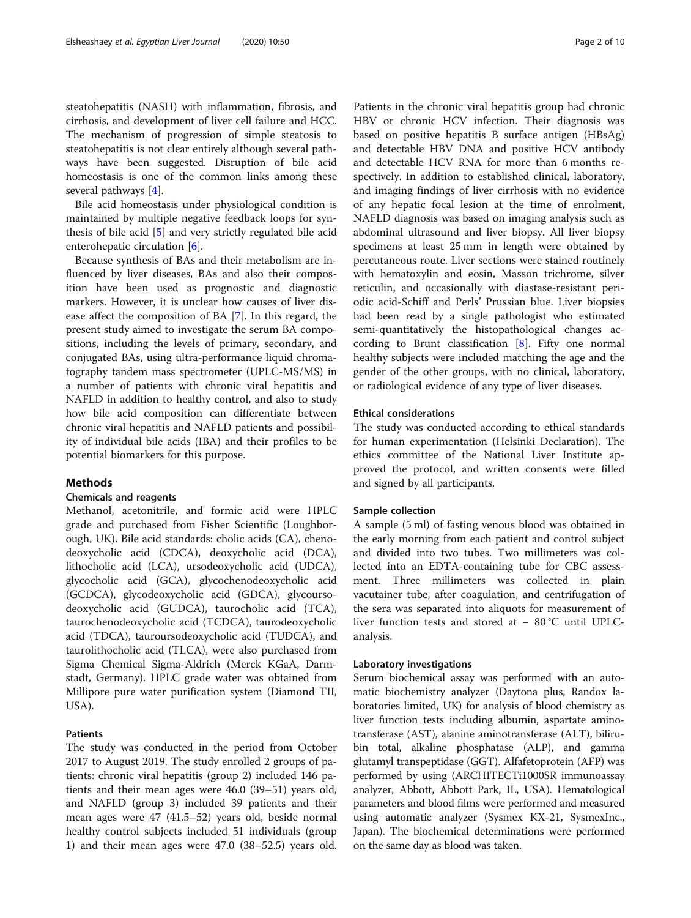steatohepatitis (NASH) with inflammation, fibrosis, and cirrhosis, and development of liver cell failure and HCC. The mechanism of progression of simple steatosis to steatohepatitis is not clear entirely although several pathways have been suggested. Disruption of bile acid homeostasis is one of the common links among these several pathways [4].

Bile acid homeostasis under physiological condition is maintained by multiple negative feedback loops for synthesis of bile acid [5] and very strictly regulated bile acid enterohepatic circulation [6].

Because synthesis of BAs and their metabolism are influenced by liver diseases, BAs and also their composition have been used as prognostic and diagnostic markers. However, it is unclear how causes of liver disease affect the composition of BA [7]. In this regard, the present study aimed to investigate the serum BA compositions, including the levels of primary, secondary, and conjugated BAs, using ultra-performance liquid chromatography tandem mass spectrometer (UPLC-MS/MS) in a number of patients with chronic viral hepatitis and NAFLD in addition to healthy control, and also to study how bile acid composition can differentiate between chronic viral hepatitis and NAFLD patients and possibility of individual bile acids (IBA) and their profiles to be potential biomarkers for this purpose.

## Methods

### Chemicals and reagents

Methanol, acetonitrile, and formic acid were HPLC grade and purchased from Fisher Scientific (Loughborough, UK). Bile acid standards: cholic acids (CA), chenodeoxycholic acid (CDCA), deoxycholic acid (DCA), lithocholic acid (LCA), ursodeoxycholic acid (UDCA), glycocholic acid (GCA), glycochenodeoxycholic acid (GCDCA), glycodeoxycholic acid (GDCA), glycoursodeoxycholic acid (GUDCA), taurocholic acid (TCA), taurochenodeoxycholic acid (TCDCA), taurodeoxycholic acid (TDCA), tauroursodeoxycholic acid (TUDCA), and taurolithocholic acid (TLCA), were also purchased from Sigma Chemical Sigma-Aldrich (Merck KGaA, Darmstadt, Germany). HPLC grade water was obtained from Millipore pure water purification system (Diamond TII, USA).

### Patients

The study was conducted in the period from October 2017 to August 2019. The study enrolled 2 groups of patients: chronic viral hepatitis (group 2) included 146 patients and their mean ages were 46.0 (39–51) years old, and NAFLD (group 3) included 39 patients and their mean ages were 47 (41.5–52) years old, beside normal healthy control subjects included 51 individuals (group 1) and their mean ages were 47.0 (38–52.5) years old. Patients in the chronic viral hepatitis group had chronic HBV or chronic HCV infection. Their diagnosis was based on positive hepatitis B surface antigen (HBsAg) and detectable HBV DNA and positive HCV antibody and detectable HCV RNA for more than 6 months respectively. In addition to established clinical, laboratory, and imaging findings of liver cirrhosis with no evidence of any hepatic focal lesion at the time of enrolment, NAFLD diagnosis was based on imaging analysis such as abdominal ultrasound and liver biopsy. All liver biopsy specimens at least 25 mm in length were obtained by percutaneous route. Liver sections were stained routinely with hematoxylin and eosin, Masson trichrome, silver reticulin, and occasionally with diastase-resistant periodic acid-Schiff and Perls' Prussian blue. Liver biopsies had been read by a single pathologist who estimated semi-quantitatively the histopathological changes according to Brunt classification [8]. Fifty one normal healthy subjects were included matching the age and the gender of the other groups, with no clinical, laboratory, or radiological evidence of any type of liver diseases.

### Ethical considerations

The study was conducted according to ethical standards for human experimentation (Helsinki Declaration). The ethics committee of the National Liver Institute approved the protocol, and written consents were filled and signed by all participants.

### Sample collection

A sample (5 ml) of fasting venous blood was obtained in the early morning from each patient and control subject and divided into two tubes. Two millimeters was collected into an EDTA-containing tube for CBC assessment. Three millimeters was collected in plain vacutainer tube, after coagulation, and centrifugation of the sera was separated into aliquots for measurement of liver function tests and stored at − 80 °C until UPLC-analysis.

### Laboratory investigations

Serum biochemical assay was performed with an automatic biochemistry analyzer (Daytona plus, Randox laboratories limited, UK) for analysis of blood chemistry as liver function tests including albumin, aspartate aminotransferase (AST), alanine aminotransferase (ALT), bilirubin total, alkaline phosphatase (ALP), and gamma glutamyl transpeptidase (GGT). Alfafetoprotein (AFP) was performed by using (ARCHITECTi1000SR immunoassay analyzer, Abbott, Abbott Park, IL, USA). Hematological parameters and blood films were performed and measured using automatic analyzer (Sysmex KX-21, SysmexInc., Japan). The biochemical determinations were performed on the same day as blood was taken.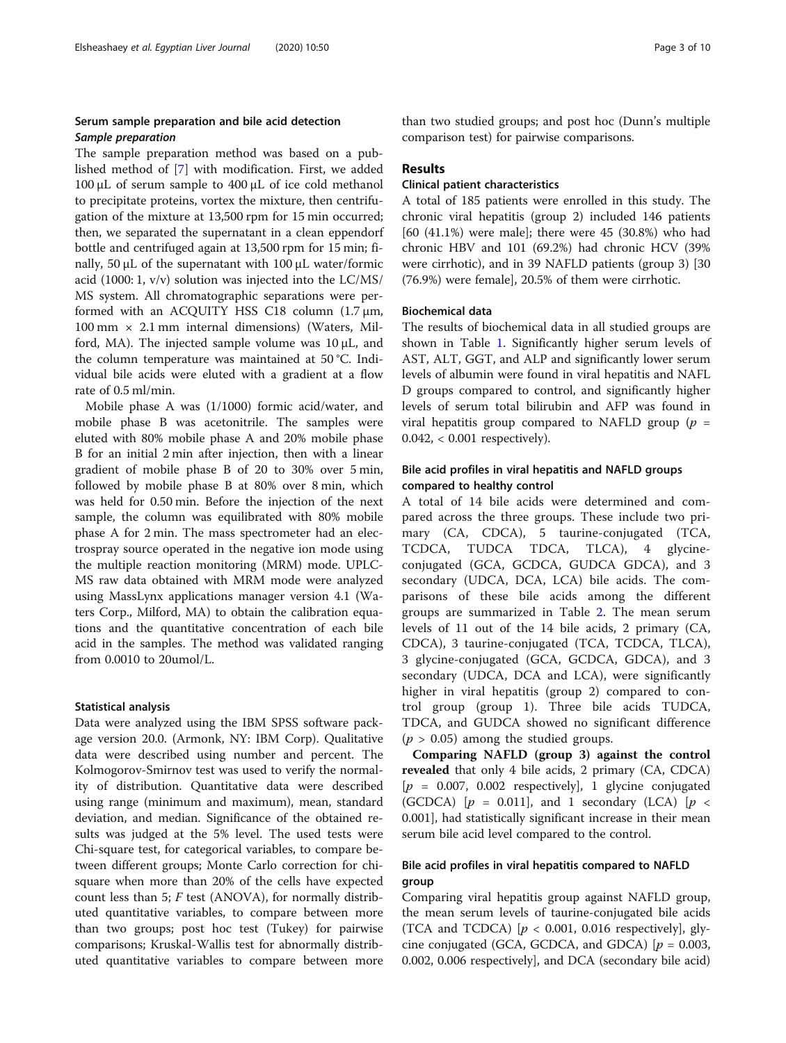### Serum sample preparation and bile acid detection

#### *Sample preparation*

The sample preparation method was based on a published method of [7] with modification. First, we added 100 μL of serum sample to 400 μL of ice cold methanol to precipitate proteins, vortex the mixture, then centrifugation of the mixture at 13,500 rpm for 15 min occurred; then, we separated the supernatant in a clean eppendorf bottle and centrifuged again at 13,500 rpm for 15 min; finally, 50 μL of the supernatant with 100 μL water/formic acid (1000: 1, v/v) solution was injected into the LC/MS/MS system. All chromatographic separations were performed with an ACQUITY HSS C18 column (1.7 μm, 100 mm × 2.1 mm internal dimensions) (Waters, Milford, MA). The injected sample volume was 10 μL, and the column temperature was maintained at 50 °C. Individual bile acids were eluted with a gradient at a flow rate of 0.5 ml/min.

Mobile phase A was (1/1000) formic acid/water, and mobile phase B was acetonitrile. The samples were eluted with 80% mobile phase A and 20% mobile phase B for an initial 2 min after injection, then with a linear gradient of mobile phase B of 20 to 30% over 5 min, followed by mobile phase B at 80% over 8 min, which was held for 0.50 min. Before the injection of the next sample, the column was equilibrated with 80% mobile phase A for 2 min. The mass spectrometer had an electrospray source operated in the negative ion mode using the multiple reaction monitoring (MRM) mode. UPLC-MS raw data obtained with MRM mode were analyzed using MassLynx applications manager version 4.1 (Waters Corp., Milford, MA) to obtain the calibration equations and the quantitative concentration of each bile acid in the samples. The method was validated ranging from 0.0010 to 20umol/L.

### Statistical analysis

Data were analyzed using the IBM SPSS software package version 20.0. (Armonk, NY: IBM Corp). Qualitative data were described using number and percent. The Kolmogorov-Smirnov test was used to verify the normality of distribution. Quantitative data were described using range (minimum and maximum), mean, standard deviation, and median. Significance of the obtained results was judged at the 5% level. The used tests were Chi-square test, for categorical variables, to compare between different groups; Monte Carlo correction for chi-square when more than 20% of the cells have expected count less than 5; *F* test (ANOVA), for normally distributed quantitative variables, to compare between more than two groups; post hoc test (Tukey) for pairwise comparisons; Kruskal-Wallis test for abnormally distributed quantitative variables to compare between more than two studied groups; and post hoc (Dunn's multiple comparison test) for pairwise comparisons.

## Results

### Clinical patient characteristics

A total of 185 patients were enrolled in this study. The chronic viral hepatitis (group 2) included 146 patients [60 (41.1%) were male]; there were 45 (30.8%) who had chronic HBV and 101 (69.2%) had chronic HCV (39% were cirrhotic), and in 39 NAFLD patients (group 3) [30 (76.9%) were female], 20.5% of them were cirrhotic.

### Biochemical data

The results of biochemical data in all studied groups are shown in Table 1. Significantly higher serum levels of AST, ALT, GGT, and ALP and significantly lower serum levels of albumin were found in viral hepatitis and NAFLD groups compared to control, and significantly higher levels of serum total bilirubin and AFP was found in viral hepatitis group compared to NAFLD group ($p$ = 0.042, < 0.001 respectively).

### Bile acid profiles in viral hepatitis and NAFLD groups compared to healthy control

A total of 14 bile acids were determined and compared across the three groups. These include two primary (CA, CDCA), 5 taurine-conjugated (TCA, TCDCA, TUDCA TDCA, TLCA), 4 glycine-conjugated (GCA, GCDCA, GUDCA GDCA), and 3 secondary (UDCA, DCA, LCA) bile acids. The comparisons of these bile acids among the different groups are summarized in Table 2. The mean serum levels of 11 out of the 14 bile acids, 2 primary (CA, CDCA), 3 taurine-conjugated (TCA, TCDCA, TLCA), 3 glycine-conjugated (GCA, GCDCA, GDCA), and 3 secondary (UDCA, DCA and LCA), were significantly higher in viral hepatitis (group 2) compared to control group (group 1). Three bile acids TUDCA, TDCA, and GUDCA showed no significant difference ($p$ > 0.05) among the studied groups.

**Comparing NAFLD (group 3) against the control revealed** that only 4 bile acids, 2 primary (CA, CDCA) [$p$ = 0.007, 0.002 respectively], 1 glycine conjugated (GCDCA) [$p$ = 0.011], and 1 secondary (LCA) [$p$ < 0.001], had statistically significant increase in their mean serum bile acid level compared to the control.

### Bile acid profiles in viral hepatitis compared to NAFLD group

Comparing viral hepatitis group against NAFLD group, the mean serum levels of taurine-conjugated bile acids (TCA and TCDCA) [$p$ < 0.001, 0.016 respectively], glycine conjugated (GCA, GCDCA, and GDCA) [$p$ = 0.003, 0.002, 0.006 respectively], and DCA (secondary bile acid)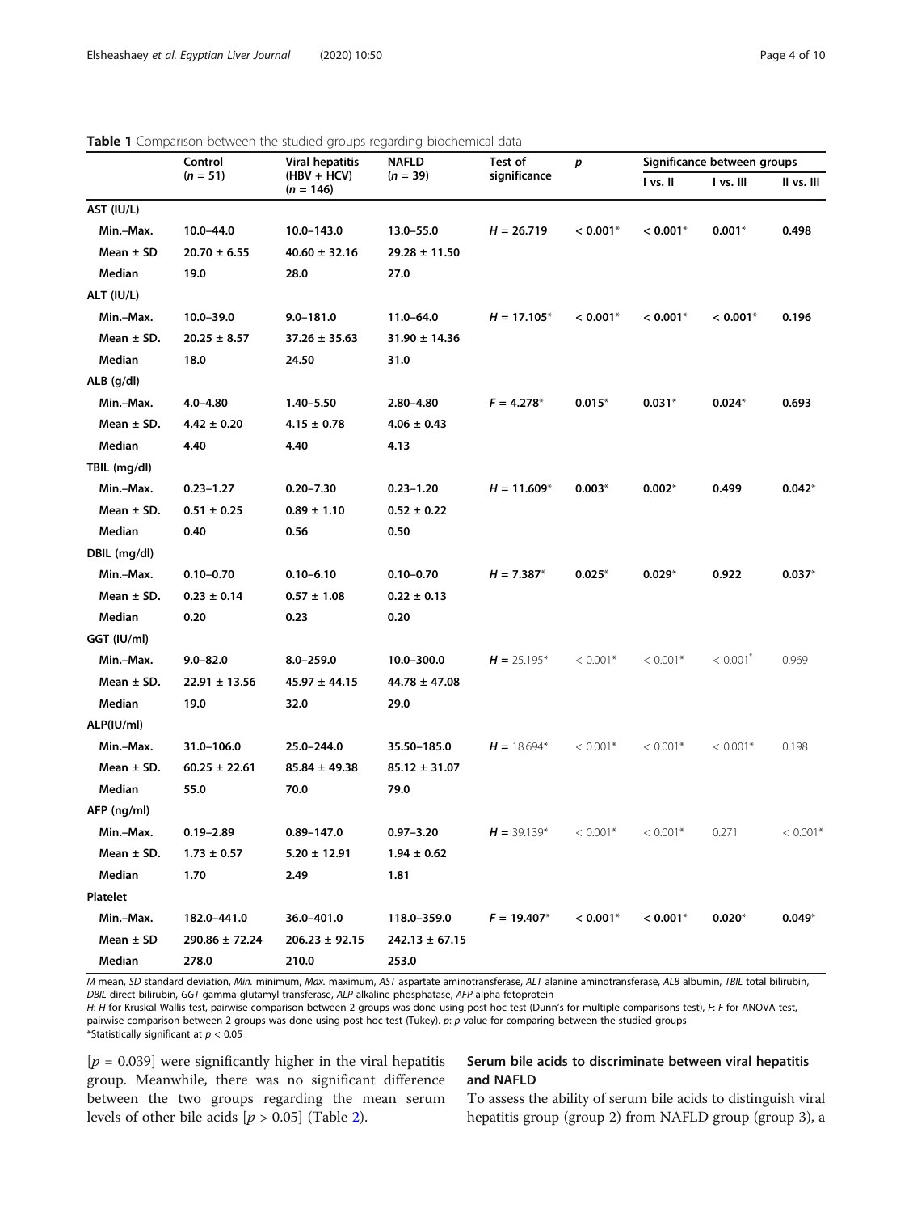**Table 1** Comparison between the studied groups regarding biochemical data

| | Control ($n$ = 51) | Viral hepatitis (HBV + HCV) ($n$ = 146) | NAFLD ($n$ = 39) | Test of significance | $p$ | Significance between groups | | |
|---|---|---|---|---|---|---|---|---|
| | | | | | | I vs. II | I vs. III | II vs. III |
| **AST (IU/L)** | | | | | | | | |
| Min.–Max. | 10.0–44.0 | 10.0–143.0 | 13.0–55.0 | $H$ = 26.719 | < 0.001* | < 0.001* | 0.001* | 0.498 |
| Mean ± SD | 20.70 ± 6.55 | 40.60 ± 32.16 | 29.28 ± 11.50 | | | | | |
| Median | 19.0 | 28.0 | 27.0 | | | | | |
| **ALT (IU/L)** | | | | | | | | |
| Min.–Max. | 10.0–39.0 | 9.0–181.0 | 11.0–64.0 | $H$ = 17.105* | < 0.001* | < 0.001* | < 0.001* | 0.196 |
| Mean ± SD. | 20.25 ± 8.57 | 37.26 ± 35.63 | 31.90 ± 14.36 | | | | | |
| Median | 18.0 | 24.50 | 31.0 | | | | | |
| **ALB (g/dl)** | | | | | | | | |
| Min.–Max. | 4.0–4.80 | 1.40–5.50 | 2.80–4.80 | $F$ = 4.278* | 0.015* | 0.031* | 0.024* | 0.693 |
| Mean ± SD. | 4.42 ± 0.20 | 4.15 ± 0.78 | 4.06 ± 0.43 | | | | | |
| Median | 4.40 | 4.40 | 4.13 | | | | | |
| **TBIL (mg/dl)** | | | | | | | | |
| Min.–Max. | 0.23–1.27 | 0.20–7.30 | 0.23–1.20 | $H$ = 11.609* | 0.003* | 0.002* | 0.499 | 0.042* |
| Mean ± SD. | 0.51 ± 0.25 | 0.89 ± 1.10 | 0.52 ± 0.22 | | | | | |
| Median | 0.40 | 0.56 | 0.50 | | | | | |
| **DBIL (mg/dl)** | | | | | | | | |
| Min.–Max. | 0.10–0.70 | 0.10–6.10 | 0.10–0.70 | $H$ = 7.387* | 0.025* | 0.029* | 0.922 | 0.037* |
| Mean ± SD. | 0.23 ± 0.14 | 0.57 ± 1.08 | 0.22 ± 0.13 | | | | | |
| Median | 0.20 | 0.23 | 0.20 | | | | | |
| **GGT (IU/ml)** | | | | | | | | |
| Min.–Max. | 9.0–82.0 | 8.0–259.0 | 10.0–300.0 | $H$ = 25.195* | < 0.001* | < 0.001* | < 0.001* | 0.969 |
| Mean ± SD. | 22.91 ± 13.56 | 45.97 ± 44.15 | 44.78 ± 47.08 | | | | | |
| Median | 19.0 | 32.0 | 29.0 | | | | | |
| **ALP(IU/ml)** | | | | | | | | |
| Min.–Max. | 31.0–106.0 | 25.0–244.0 | 35.50–185.0 | $H$ = 18.694* | < 0.001* | < 0.001* | < 0.001* | 0.198 |
| Mean ± SD. | 60.25 ± 22.61 | 85.84 ± 49.38 | 85.12 ± 31.07 | | | | | |
| Median | 55.0 | 70.0 | 79.0 | | | | | |
| **AFP (ng/ml)** | | | | | | | | |
| Min.–Max. | 0.19–2.89 | 0.89–147.0 | 0.97–3.20 | $H$ = 39.139* | < 0.001* | < 0.001* | 0.271 | < 0.001* |
| Mean ± SD. | 1.73 ± 0.57 | 5.20 ± 12.91 | 1.94 ± 0.62 | | | | | |
| Median | 1.70 | 2.49 | 1.81 | | | | | |
| **Platelet** | | | | | | | | |
| Min.–Max. | 182.0–441.0 | 36.0–401.0 | 118.0–359.0 | $F$ = 19.407* | < 0.001* | < 0.001* | 0.020* | 0.049* |
| Mean ± SD | 290.86 ± 72.24 | 206.23 ± 92.15 | 242.13 ± 67.15 | | | | | |
| Median | 278.0 | 210.0 | 253.0 | | | | | |

*M* mean, *SD* standard deviation, *Min.* minimum, *Max.* maximum, *AST* aspartate aminotransferase, *ALT* alanine aminotransferase, *ALB* albumin, *TBIL* total bilirubin, *DBIL* direct bilirubin, *GGT* gamma glutamyl transferase, *ALP* alkaline phosphatase, *AFP* alpha fetoprotein
*H*: *H* for Kruskal-Wallis test, pairwise comparison between 2 groups was done using post hoc test (Dunn's for multiple comparisons test), *F*: *F* for ANOVA test, pairwise comparison between 2 groups was done using post hoc test (Tukey). *p*: *p* value for comparing between the studied groups
*Statistically significant at $p < 0.05$

[$p$ = 0.039] were significantly higher in the viral hepatitis group. Meanwhile, there was no significant difference between the two groups regarding the mean serum levels of other bile acids [$p > 0.05$] (Table 2).

## Serum bile acids to discriminate between viral hepatitis and NAFLD

To assess the ability of serum bile acids to distinguish viral hepatitis group (group 2) from NAFLD group (group 3), a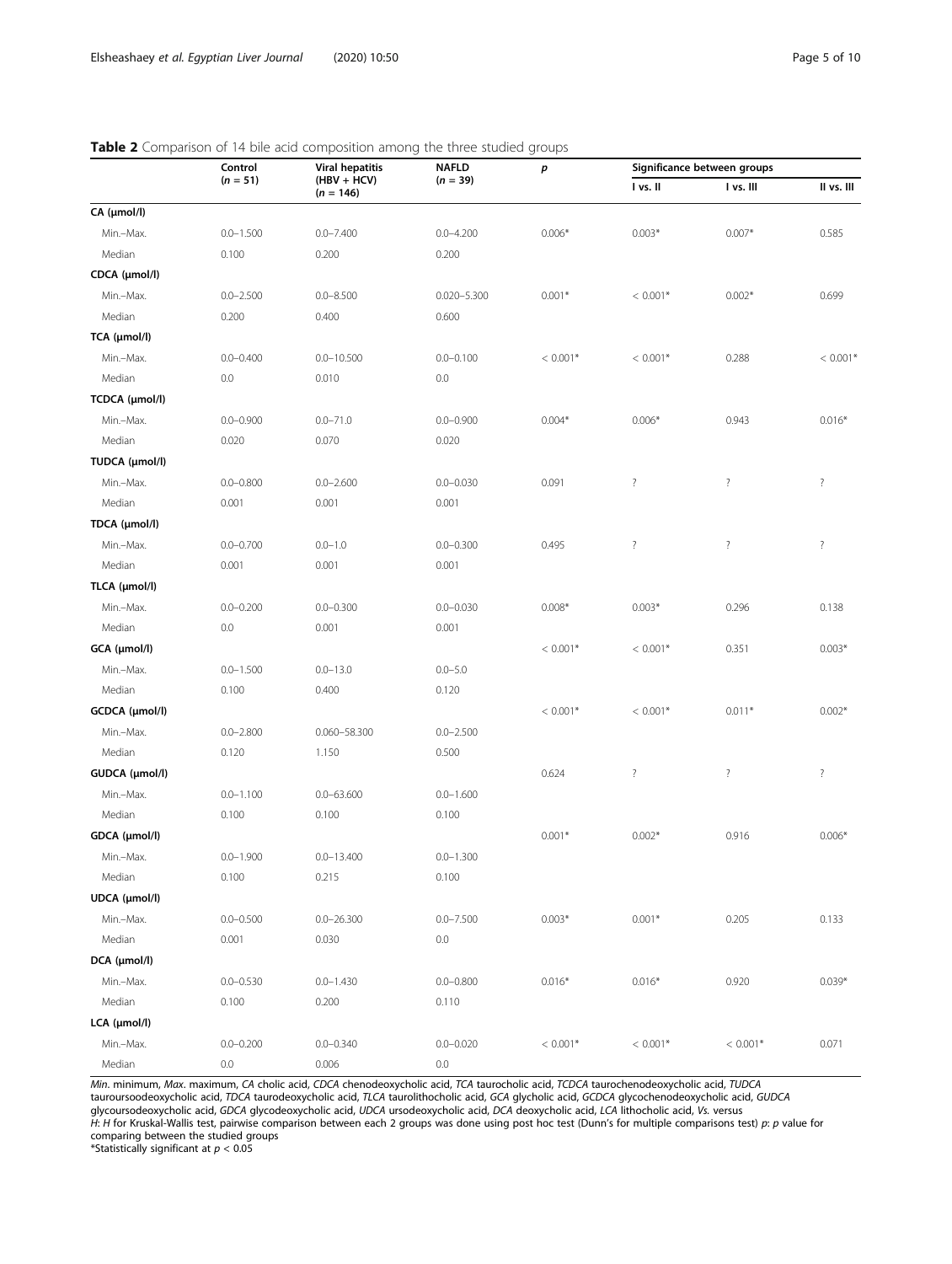**Table 2** Comparison of 14 bile acid composition among the three studied groups

| | Control ($n = 51$) | Viral hepatitis (HBV + HCV) ($n = 146$) | NAFLD ($n = 39$) | *p* | Significance between groups | | |
|---|---|---|---|---|---|---|---|
| | | | | | I vs. II | I vs. III | II vs. III |
| **CA (μmol/l)** | | | | | | | |
| Min.–Max. | 0.0–1.500 | 0.0–7.400 | 0.0–4.200 | 0.006* | 0.003* | 0.007* | 0.585 |
| Median | 0.100 | 0.200 | 0.200 | | | | |
| **CDCA (μmol/l)** | | | | | | | |
| Min.–Max. | 0.0–2.500 | 0.0–8.500 | 0.020–5.300 | 0.001* | < 0.001* | 0.002* | 0.699 |
| Median | 0.200 | 0.400 | 0.600 | | | | |
| **TCA (μmol/l)** | | | | | | | |
| Min.–Max. | 0.0–0.400 | 0.0–10.500 | 0.0–0.100 | < 0.001* | < 0.001* | 0.288 | < 0.001* |
| Median | 0.0 | 0.010 | 0.0 | | | | |
| **TCDCA (μmol/l)** | | | | | | | |
| Min.–Max. | 0.0–0.900 | 0.0–71.0 | 0.0–0.900 | 0.004* | 0.006* | 0.943 | 0.016* |
| Median | 0.020 | 0.070 | 0.020 | | | | |
| **TUDCA (μmol/l)** | | | | | | | |
| Min.–Max. | 0.0–0.800 | 0.0–2.600 | 0.0–0.030 | 0.091 | ? | ? | ? |
| Median | 0.001 | 0.001 | 0.001 | | | | |
| **TDCA (μmol/l)** | | | | | | | |
| Min.–Max. | 0.0–0.700 | 0.0–1.0 | 0.0–0.300 | 0.495 | ? | ? | ? |
| Median | 0.001 | 0.001 | 0.001 | | | | |
| **TLCA (μmol/l)** | | | | | | | |
| Min.–Max. | 0.0–0.200 | 0.0–0.300 | 0.0–0.030 | 0.008* | 0.003* | 0.296 | 0.138 |
| Median | 0.0 | 0.001 | 0.001 | | | | |
| **GCA (μmol/l)** | | | | < 0.001* | < 0.001* | 0.351 | 0.003* |
| Min.–Max. | 0.0–1.500 | 0.0–13.0 | 0.0–5.0 | | | | |
| Median | 0.100 | 0.400 | 0.120 | | | | |
| **GCDCA (μmol/l)** | | | | < 0.001* | < 0.001* | 0.011* | 0.002* |
| Min.–Max. | 0.0–2.800 | 0.060–58.300 | 0.0–2.500 | | | | |
| Median | 0.120 | 1.150 | 0.500 | | | | |
| **GUDCA (μmol/l)** | | | | 0.624 | ? | ? | ? |
| Min.–Max. | 0.0–1.100 | 0.0–63.600 | 0.0–1.600 | | | | |
| Median | 0.100 | 0.100 | 0.100 | | | | |
| **GDCA (μmol/l)** | | | | 0.001* | 0.002* | 0.916 | 0.006* |
| Min.–Max. | 0.0–1.900 | 0.0–13.400 | 0.0–1.300 | | | | |
| Median | 0.100 | 0.215 | 0.100 | | | | |
| **UDCA (μmol/l)** | | | | | | | |
| Min.–Max. | 0.0–0.500 | 0.0–26.300 | 0.0–7.500 | 0.003* | 0.001* | 0.205 | 0.133 |
| Median | 0.001 | 0.030 | 0.0 | | | | |
| **DCA (μmol/l)** | | | | | | | |
| Min.–Max. | 0.0–0.530 | 0.0–1.430 | 0.0–0.800 | 0.016* | 0.016* | 0.920 | 0.039* |
| Median | 0.100 | 0.200 | 0.110 | | | | |
| **LCA (μmol/l)** | | | | | | | |
| Min.–Max. | 0.0–0.200 | 0.0–0.340 | 0.0–0.020 | < 0.001* | < 0.001* | < 0.001* | 0.071 |
| Median | 0.0 | 0.006 | 0.0 | | | | |

*Min.* minimum, *Max.* maximum, *CA* cholic acid, *CDCA* chenodeoxycholic acid, *TCA* taurocholic acid, *TCDCA* taurochenodeoxycholic acid, *TUDCA* tauroursoodeoxycholic acid, *TDCA* taurodeoxycholic acid, *TLCA* taurolithocholic acid, *GCA* glycholic acid, *GCDCA* glycochenodeoxycholic acid, *GUDCA* glycoursodeoxycholic acid, *GDCA* glycodeoxycholic acid, *UDCA* ursodeoxycholic acid, *DCA* deoxycholic acid, *LCA* lithocholic acid, *Vs.* versus
*H*: *H* for Kruskal-Wallis test, pairwise comparison between each 2 groups was done using post hoc test (Dunn's for multiple comparisons test) *p*: *p* value for comparing between the studied groups
*Statistically significant at $p < 0.05$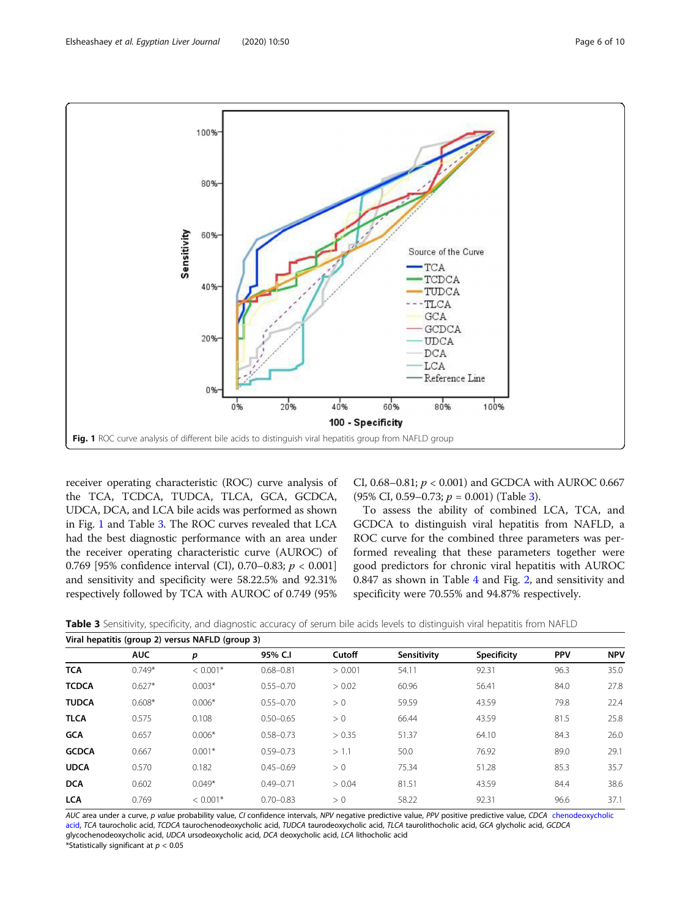Fig. 1 ROC curve analysis of different bile acids to distinguish viral hepatitis group from NAFLD group

receiver operating characteristic (ROC) curve analysis of the TCA, TCDCA, TUDCA, TLCA, GCA, GCDCA, UDCA, DCA, and LCA bile acids was performed as shown in Fig. 1 and Table 3. The ROC curves revealed that LCA had the best diagnostic performance with an area under the receiver operating characteristic curve (AUROC) of 0.769 [95% confidence interval (CI), 0.70–0.83; $p < 0.001$] and sensitivity and specificity were 58.22.5% and 92.31% respectively followed by TCA with AUROC of 0.749 (95% CI, 0.68–0.81; $p < 0.001$) and GCDCA with AUROC 0.667 (95% CI, 0.59–0.73; $p = 0.001$) (Table 3).

To assess the ability of combined LCA, TCA, and GCDCA to distinguish viral hepatitis from NAFLD, a ROC curve for the combined three parameters was performed revealing that these parameters together were good predictors for chronic viral hepatitis with AUROC 0.847 as shown in Table 4 and Fig. 2, and sensitivity and specificity were 70.55% and 94.87% respectively.

**Table 3** Sensitivity, specificity, and diagnostic accuracy of serum bile acids levels to distinguish viral hepatitis from NAFLD

| Viral hepatitis (group 2) versus NAFLD (group 3) | | | | | | | | |
|---|---|---|---|---|---|---|---|---|
| | AUC | *p* | 95% C.I | Cutoff | Sensitivity | Specificity | PPV | NPV |
| **TCA** | 0.749* | < 0.001* | 0.68–0.81 | > 0.001 | 54.11 | 92.31 | 96.3 | 35.0 |
| **TCDCA** | 0.627* | 0.003* | 0.55–0.70 | > 0.02 | 60.96 | 56.41 | 84.0 | 27.8 |
| **TUDCA** | 0.608* | 0.006* | 0.55–0.70 | > 0 | 59.59 | 43.59 | 79.8 | 22.4 |
| **TLCA** | 0.575 | 0.108 | 0.50–0.65 | > 0 | 66.44 | 43.59 | 81.5 | 25.8 |
| **GCA** | 0.657 | 0.006* | 0.58–0.73 | > 0.35 | 51.37 | 64.10 | 84.3 | 26.0 |
| **GCDCA** | 0.667 | 0.001* | 0.59–0.73 | > 1.1 | 50.0 | 76.92 | 89.0 | 29.1 |
| **UDCA** | 0.570 | 0.182 | 0.45–0.69 | > 0 | 75.34 | 51.28 | 85.3 | 35.7 |
| **DCA** | 0.602 | 0.049* | 0.49–0.71 | > 0.04 | 81.51 | 43.59 | 84.4 | 38.6 |
| **LCA** | 0.769 | < 0.001* | 0.70–0.83 | > 0 | 58.22 | 92.31 | 96.6 | 37.1 |

*AUC* area under a curve, *p value* probability value, *CI* confidence intervals, *NPV* negative predictive value, *PPV* positive predictive value, *CDCA* chenodeoxycholic acid, *TCA* taurocholic acid, *TCDCA* taurochenodeoxycholic acid, *TUDCA* taurodeoxycholic acid, *TLCA* taurolithocholic acid, *GCA* glycholic acid, *GCDCA* glycochenodeoxycholic acid, *UDCA* ursodeoxycholic acid, *DCA* deoxycholic acid, *LCA* lithocholic acid
*Statistically significant at $p < 0.05$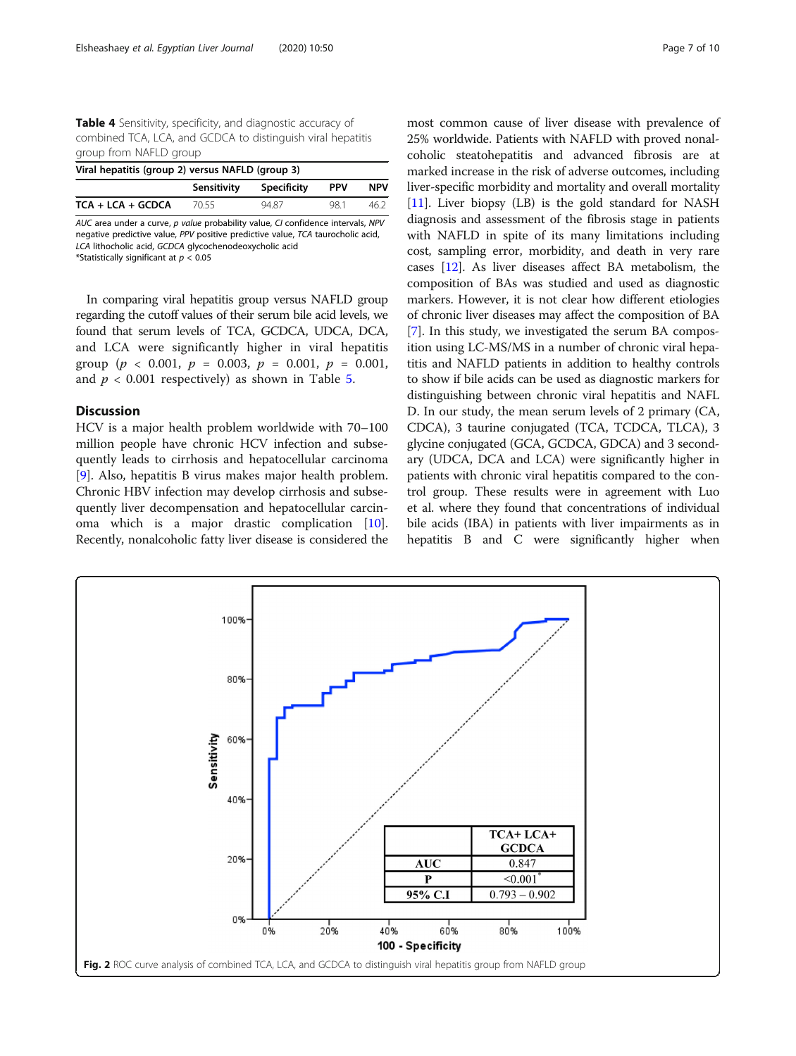**Table 4** Sensitivity, specificity, and diagnostic accuracy of combined TCA, LCA, and GCDCA to distinguish viral hepatitis group from NAFLD group

| Viral hepatitis (group 2) versus NAFLD (group 3) | | | | |
|---|---|---|---|---|
| | Sensitivity | Specificity | PPV | NPV |
| TCA + LCA + GCDCA | 70.55 | 94.87 | 98.1 | 46.2 |

*AUC* area under a curve, *p value* probability value, *CI* confidence intervals, *NPV* negative predictive value, *PPV* positive predictive value, *TCA* taurocholic acid, *LCA* lithocholic acid, *GCDCA* glycochenodeoxycholic acid
*Statistically significant at $p < 0.05$

In comparing viral hepatitis group versus NAFLD group regarding the cutoff values of their serum bile acid levels, we found that serum levels of TCA, GCDCA, UDCA, DCA, and LCA were significantly higher in viral hepatitis group ($p < 0.001$, $p = 0.003$, $p = 0.001$, $p = 0.001$, and $p < 0.001$ respectively) as shown in Table 5.

## Discussion

HCV is a major health problem worldwide with 70–100 million people have chronic HCV infection and subsequently leads to cirrhosis and hepatocellular carcinoma [9]. Also, hepatitis B virus makes major health problem. Chronic HBV infection may develop cirrhosis and subsequently liver decompensation and hepatocellular carcinoma which is a major drastic complication [10]. Recently, nonalcoholic fatty liver disease is considered the most common cause of liver disease with prevalence of 25% worldwide. Patients with NAFLD with proved nonalcoholic steatohepatitis and advanced fibrosis are at marked increase in the risk of adverse outcomes, including liver-specific morbidity and mortality and overall mortality [11]. Liver biopsy (LB) is the gold standard for NASH diagnosis and assessment of the fibrosis stage in patients with NAFLD in spite of its many limitations including cost, sampling error, morbidity, and death in very rare cases [12]. As liver diseases affect BA metabolism, the composition of BAs was studied and used as diagnostic markers. However, it is not clear how different etiologies of chronic liver diseases may affect the composition of BA [7]. In this study, we investigated the serum BA composition using LC-MS/MS in a number of chronic viral hepatitis and NAFLD patients in addition to healthy controls to show if bile acids can be used as diagnostic markers for distinguishing between chronic viral hepatitis and NAFLD. In our study, the mean serum levels of 2 primary (CA, CDCA), 3 taurine conjugated (TCA, TCDCA, TLCA), 3 glycine conjugated (GCA, GCDCA, GDCA) and 3 secondary (UDCA, DCA and LCA) were significantly higher in patients with chronic viral hepatitis compared to the control group. These results were in agreement with Luo et al. where they found that concentrations of individual bile acids (IBA) in patients with liver impairments as in hepatitis B and C were significantly higher when

| | TCA+ LCA+ GCDCA |
|---|---|
| AUC | 0.847 |
| P | <0.001* |
| 95% C.I | 0.793 – 0.902 |

**Fig. 2** ROC curve analysis of combined TCA, LCA, and GCDCA to distinguish viral hepatitis group from NAFLD group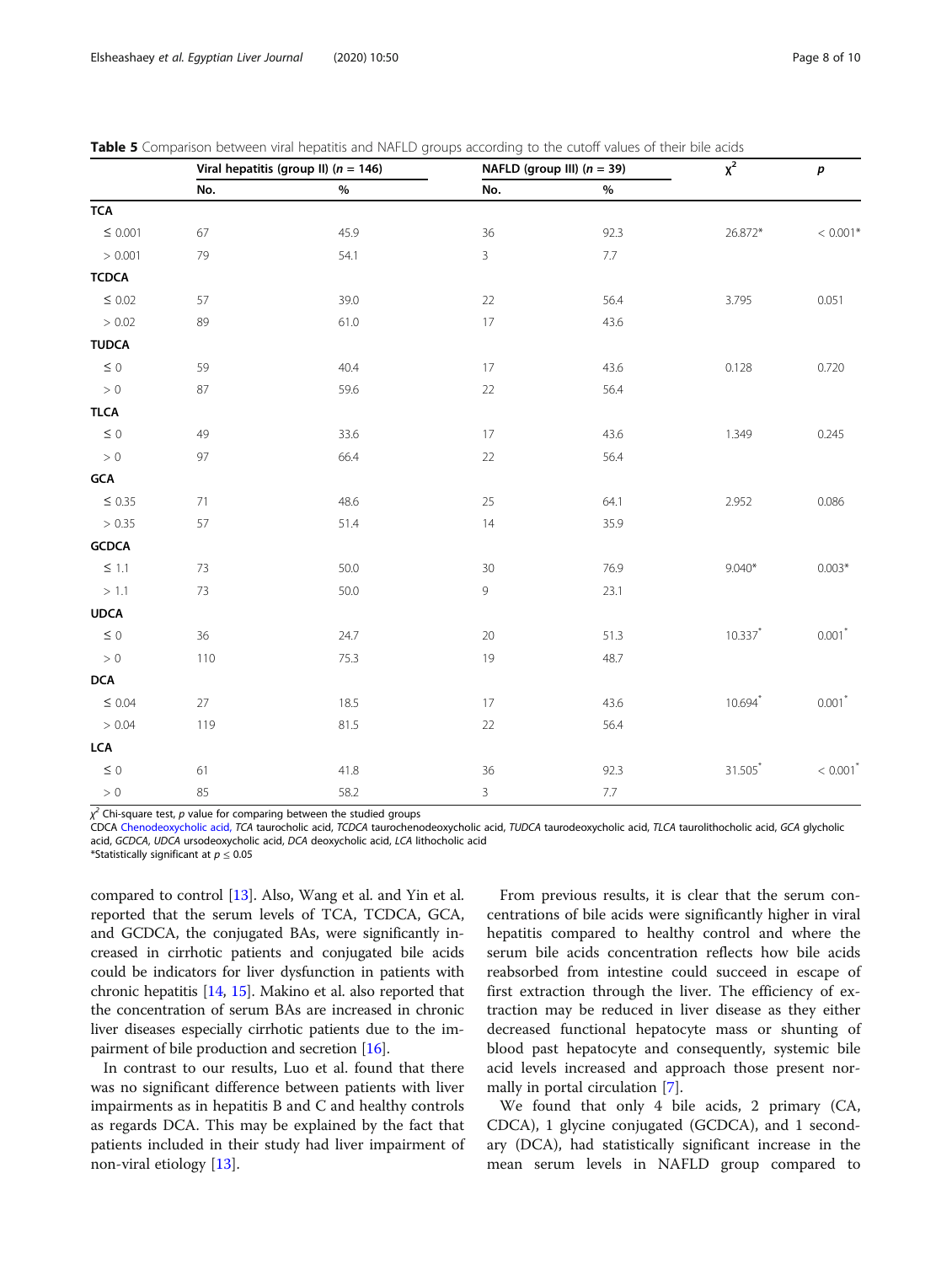**Table 5** Comparison between viral hepatitis and NAFLD groups according to the cutoff values of their bile acids

| | Viral hepatitis (group II) ($n$ = 146) | | NAFLD (group III) ($n$ = 39) | | $\chi^2$ | $p$ |
|---|---|---|---|---|---|---|
| | No. | % | No. | % | | |
| **TCA** | | | | | | |
| ≤ 0.001 | 67 | 45.9 | 36 | 92.3 | 26.872* | < 0.001* |
| > 0.001 | 79 | 54.1 | 3 | 7.7 | | |
| **TCDCA** | | | | | | |
| ≤ 0.02 | 57 | 39.0 | 22 | 56.4 | 3.795 | 0.051 |
| > 0.02 | 89 | 61.0 | 17 | 43.6 | | |
| **TUDCA** | | | | | | |
| ≤ 0 | 59 | 40.4 | 17 | 43.6 | 0.128 | 0.720 |
| > 0 | 87 | 59.6 | 22 | 56.4 | | |
| **TLCA** | | | | | | |
| ≤ 0 | 49 | 33.6 | 17 | 43.6 | 1.349 | 0.245 |
| > 0 | 97 | 66.4 | 22 | 56.4 | | |
| **GCA** | | | | | | |
| ≤ 0.35 | 71 | 48.6 | 25 | 64.1 | 2.952 | 0.086 |
| > 0.35 | 57 | 51.4 | 14 | 35.9 | | |
| **GCDCA** | | | | | | |
| ≤ 1.1 | 73 | 50.0 | 30 | 76.9 | 9.040* | 0.003* |
| > 1.1 | 73 | 50.0 | 9 | 23.1 | | |
| **UDCA** | | | | | | |
| ≤ 0 | 36 | 24.7 | 20 | 51.3 | 10.337* | 0.001* |
| > 0 | 110 | 75.3 | 19 | 48.7 | | |
| **DCA** | | | | | | |
| ≤ 0.04 | 27 | 18.5 | 17 | 43.6 | 10.694* | 0.001* |
| > 0.04 | 119 | 81.5 | 22 | 56.4 | | |
| **LCA** | | | | | | |
| ≤ 0 | 61 | 41.8 | 36 | 92.3 | 31.505* | < 0.001* |
| > 0 | 85 | 58.2 | 3 | 7.7 | | |

$\chi^2$ Chi-square test, $p$ value for comparing between the studied groups

CDCA Chenodeoxycholic acid, *TCA* taurocholic acid, *TCDCA* taurochenodeoxycholic acid, *TUDCA* taurodeoxycholic acid, *TLCA* taurolithocholic acid, *GCA* glycholic acid, *GCDCA*, *UDCA* ursodeoxycholic acid, *DCA* deoxycholic acid, *LCA* lithocholic acid

*Statistically significant at $p \leq 0.05$

compared to control [13]. Also, Wang et al. and Yin et al. reported that the serum levels of TCA, TCDCA, GCA, and GCDCA, the conjugated BAs, were significantly increased in cirrhotic patients and conjugated bile acids could be indicators for liver dysfunction in patients with chronic hepatitis [14, 15]. Makino et al. also reported that the concentration of serum BAs are increased in chronic liver diseases especially cirrhotic patients due to the impairment of bile production and secretion [16].

In contrast to our results, Luo et al. found that there was no significant difference between patients with liver impairments as in hepatitis B and C and healthy controls as regards DCA. This may be explained by the fact that patients included in their study had liver impairment of non-viral etiology [13].

From previous results, it is clear that the serum concentrations of bile acids were significantly higher in viral hepatitis compared to healthy control and where the serum bile acids concentration reflects how bile acids reabsorbed from intestine could succeed in escape of first extraction through the liver. The efficiency of extraction may be reduced in liver disease as they either decreased functional hepatocyte mass or shunting of blood past hepatocyte and consequently, systemic bile acid levels increased and approach those present normally in portal circulation [7].

We found that only 4 bile acids, 2 primary (CA, CDCA), 1 glycine conjugated (GCDCA), and 1 secondary (DCA), had statistically significant increase in the mean serum levels in NAFLD group compared to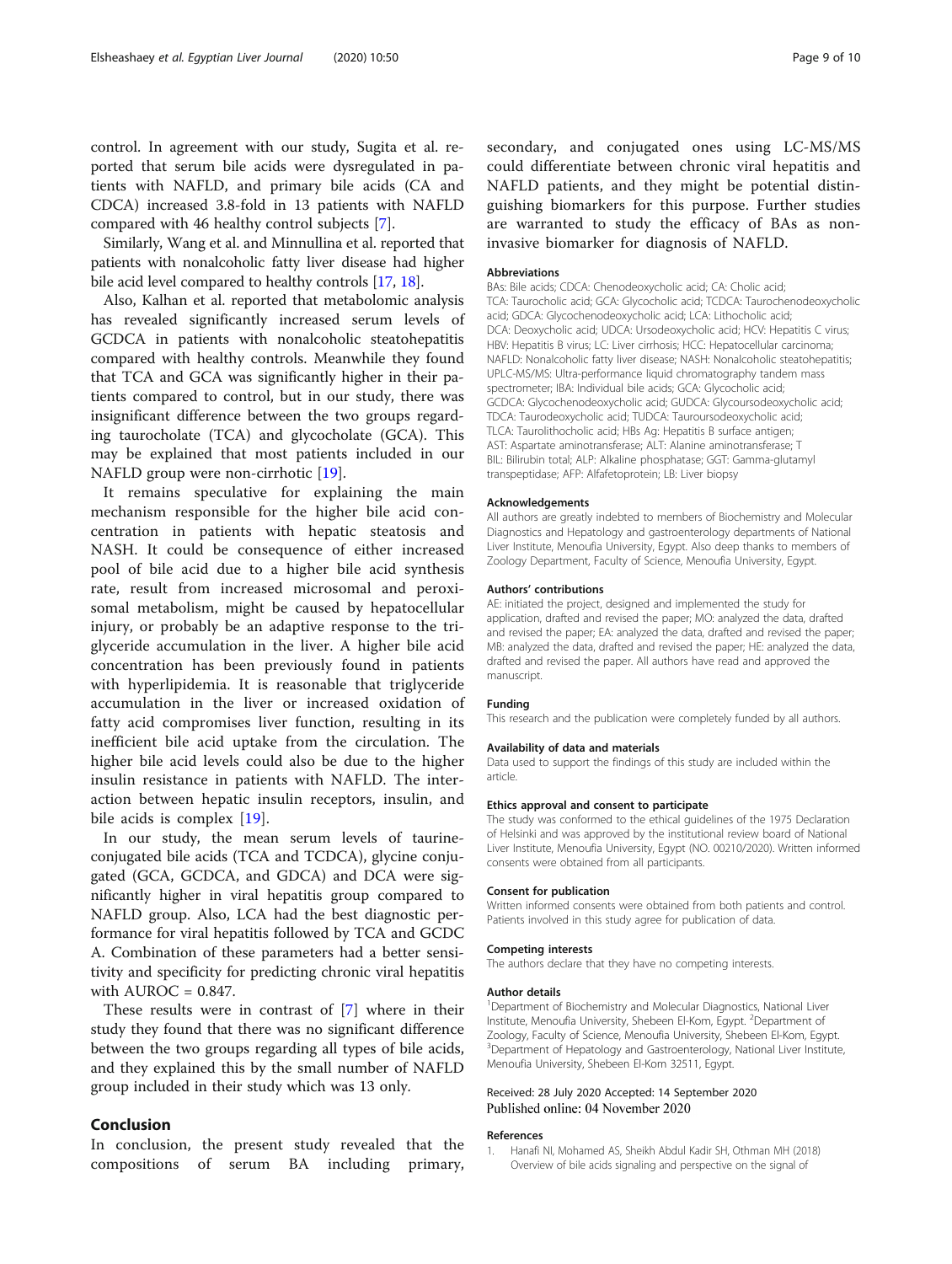control. In agreement with our study, Sugita et al. reported that serum bile acids were dysregulated in patients with NAFLD, and primary bile acids (CA and CDCA) increased 3.8-fold in 13 patients with NAFLD compared with 46 healthy control subjects [7].

Similarly, Wang et al. and Minnullina et al. reported that patients with nonalcoholic fatty liver disease had higher bile acid level compared to healthy controls [17, 18].

Also, Kalhan et al. reported that metabolomic analysis has revealed significantly increased serum levels of GCDCA in patients with nonalcoholic steatohepatitis compared with healthy controls. Meanwhile they found that TCA and GCA was significantly higher in their patients compared to control, but in our study, there was insignificant difference between the two groups regarding taurocholate (TCA) and glycocholate (GCA). This may be explained that most patients included in our NAFLD group were non-cirrhotic [19].

It remains speculative for explaining the main mechanism responsible for the higher bile acid concentration in patients with hepatic steatosis and NASH. It could be consequence of either increased pool of bile acid due to a higher bile acid synthesis rate, result from increased microsomal and peroxisomal metabolism, might be caused by hepatocellular injury, or probably be an adaptive response to the triglyceride accumulation in the liver. A higher bile acid concentration has been previously found in patients with hyperlipidemia. It is reasonable that triglyceride accumulation in the liver or increased oxidation of fatty acid compromises liver function, resulting in its inefficient bile acid uptake from the circulation. The higher bile acid levels could also be due to the higher insulin resistance in patients with NAFLD. The interaction between hepatic insulin receptors, insulin, and bile acids is complex [19].

In our study, the mean serum levels of taurine-conjugated bile acids (TCA and TCDCA), glycine conjugated (GCA, GCDCA, and GDCA) and DCA were significantly higher in viral hepatitis group compared to NAFLD group. Also, LCA had the best diagnostic performance for viral hepatitis followed by TCA and GCDCA. Combination of these parameters had a better sensitivity and specificity for predicting chronic viral hepatitis with AUROC = 0.847.

These results were in contrast of [7] where in their study they found that there was no significant difference between the two groups regarding all types of bile acids, and they explained this by the small number of NAFLD group included in their study which was 13 only.

## Conclusion

In conclusion, the present study revealed that the compositions of serum BA including primary, secondary, and conjugated ones using LC-MS/MS could differentiate between chronic viral hepatitis and NAFLD patients, and they might be potential distinguishing biomarkers for this purpose. Further studies are warranted to study the efficacy of BAs as non-invasive biomarker for diagnosis of NAFLD.

### Abbreviations

BAs: Bile acids; CDCA: Chenodeoxycholic acid; CA: Cholic acid; TCA: Taurocholic acid; GCA: Glycocholic acid; TCDCA: Taurochenodeoxycholic acid; GDCA: Glycochenodeoxycholic acid; LCA: Lithocholic acid; DCA: Deoxycholic acid; UDCA: Ursodeoxycholic acid; HCV: Hepatitis C virus; HBV: Hepatitis B virus; LC: Liver cirrhosis; HCC: Hepatocellular carcinoma; NAFLD: Nonalcoholic fatty liver disease; NASH: Nonalcoholic steatohepatitis; UPLC-MS/MS: Ultra-performance liquid chromatography tandem mass spectrometer; IBA: Individual bile acids; GCA: Glycocholic acid; GCDCA: Glycochenodeoxycholic acid; GUDCA: Glycoursodeoxycholic acid; TDCA: Taurodeoxycholic acid; TUDCA: Tauroursodeoxycholic acid; TLCA: Taurolithocholic acid; HBs Ag: Hepatitis B surface antigen; AST: Aspartate aminotransferase; ALT: Alanine aminotransferase; T BIL: Bilirubin total; ALP: Alkaline phosphatase; GGT: Gamma-glutamyl transpeptidase; AFP: Alfafetoprotein; LB: Liver biopsy

### Acknowledgements

All authors are greatly indebted to members of Biochemistry and Molecular Diagnostics and Hepatology and gastroenterology departments of National Liver Institute, Menoufia University, Egypt. Also deep thanks to members of Zoology Department, Faculty of Science, Menoufia University, Egypt.

### Authors' contributions

AE: initiated the project, designed and implemented the study for application, drafted and revised the paper; MO: analyzed the data, drafted and revised the paper; EA: analyzed the data, drafted and revised the paper; MB: analyzed the data, drafted and revised the paper; HE: analyzed the data, drafted and revised the paper. All authors have read and approved the manuscript.

### Funding

This research and the publication were completely funded by all authors.

### Availability of data and materials

Data used to support the findings of this study are included within the article.

### Ethics approval and consent to participate

The study was conformed to the ethical guidelines of the 1975 Declaration of Helsinki and was approved by the institutional review board of National Liver Institute, Menoufia University, Egypt (NO. 00210/2020). Written informed consents were obtained from all participants.

### Consent for publication

Written informed consents were obtained from both patients and control. Patients involved in this study agree for publication of data.

### Competing interests

The authors declare that they have no competing interests.

### Author details

[1]Department of Biochemistry and Molecular Diagnostics, National Liver Institute, Menoufia University, Shebeen El-Kom, Egypt. [2]Department of Zoology, Faculty of Science, Menoufia University, Shebeen El-Kom, Egypt. [3]Department of Hepatology and Gastroenterology, National Liver Institute, Menoufia University, Shebeen El-Kom 32511, Egypt.

Received: 28 July 2020 Accepted: 14 September 2020
Published online: 04 November 2020

### References

1. Hanafi NI, Mohamed AS, Sheikh Abdul Kadir SH, Othman MH (2018) Overview of bile acids signaling and perspective on the signal of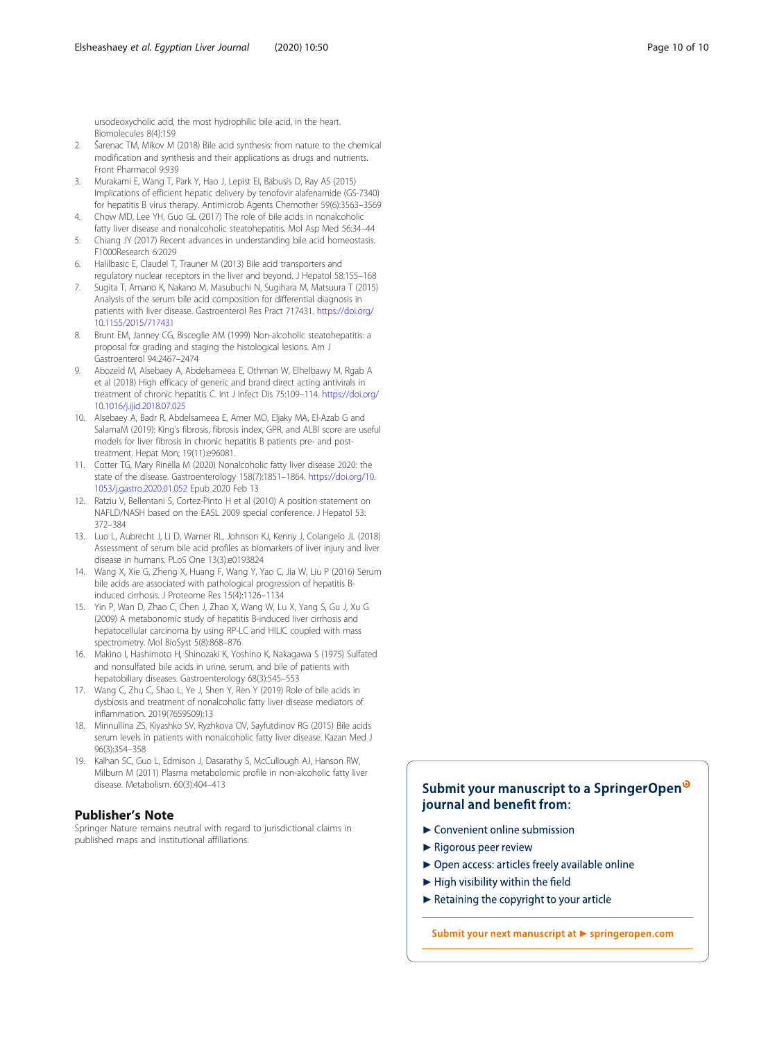ursodeoxycholic acid, the most hydrophilic bile acid, in the heart. Biomolecules 8(4):159

2. Šarenac TM, Mikov M (2018) Bile acid synthesis: from nature to the chemical modification and synthesis and their applications as drugs and nutrients. Front Pharmacol 9:939
3. Murakami E, Wang T, Park Y, Hao J, Lepist EI, Babusis D, Ray AS (2015) Implications of efficient hepatic delivery by tenofovir alafenamide (GS-7340) for hepatitis B virus therapy. Antimicrob Agents Chemother 59(6):3563–3569
4. Chow MD, Lee YH, Guo GL (2017) The role of bile acids in nonalcoholic fatty liver disease and nonalcoholic steatohepatitis. Mol Asp Med 56:34–44
5. Chiang JY (2017) Recent advances in understanding bile acid homeostasis. F1000Research 6:2029
6. Halilbasic E, Claudel T, Trauner M (2013) Bile acid transporters and regulatory nuclear receptors in the liver and beyond. J Hepatol 58:155–168
7. Sugita T, Amano K, Nakano M, Masubuchi N, Sugihara M, Matsuura T (2015) Analysis of the serum bile acid composition for differential diagnosis in patients with liver disease. Gastroenterol Res Pract 717431. https://doi.org/10.1155/2015/717431
8. Brunt EM, Janney CG, Bisceglie AM (1999) Non-alcoholic steatohepatitis: a proposal for grading and staging the histological lesions. Am J Gastroenterol 94:2467–2474
9. Abozeid M, Alsebaey A, Abdelsameea E, Othman W, Elhelbawy M, Rgab A et al (2018) High efficacy of generic and brand direct acting antivirals in treatment of chronic hepatitis C. Int J Infect Dis 75:109–114. https://doi.org/10.1016/j.ijid.2018.07.025
10. Alsebaey A, Badr R, Abdelsameea E, Amer MO, Eljaky MA, El-Azab G and SalamaM (2019): King's fibrosis, fibrosis index, GPR, and ALBI score are useful models for liver fibrosis in chronic hepatitis B patients pre- and post-treatment. Hepat Mon; 19(11):e96081.
11. Cotter TG, Mary Rinella M (2020) Nonalcoholic fatty liver disease 2020: the state of the disease. Gastroenterology 158(7):1851–1864. https://doi.org/10.1053/j.gastro.2020.01.052 Epub 2020 Feb 13
12. Ratziu V, Bellentani S, Cortez-Pinto H et al (2010) A position statement on NAFLD/NASH based on the EASL 2009 special conference. J Hepatol 53: 372–384
13. Luo L, Aubrecht J, Li D, Warner RL, Johnson KJ, Kenny J, Colangelo JL (2018) Assessment of serum bile acid profiles as biomarkers of liver injury and liver disease in humans. PLoS One 13(3):e0193824
14. Wang X, Xie G, Zheng X, Huang F, Wang Y, Yao C, Jia W, Liu P (2016) Serum bile acids are associated with pathological progression of hepatitis B-induced cirrhosis. J Proteome Res 15(4):1126–1134
15. Yin P, Wan D, Zhao C, Chen J, Zhao X, Wang W, Lu X, Yang S, Gu J, Xu G (2009) A metabonomic study of hepatitis B-induced liver cirrhosis and hepatocellular carcinoma by using RP-LC and HILIC coupled with mass spectrometry. Mol BioSyst 5(8):868–876
16. Makino I, Hashimoto H, Shinozaki K, Yoshino K, Nakagawa S (1975) Sulfated and nonsulfated bile acids in urine, serum, and bile of patients with hepatobiliary diseases. Gastroenterology 68(3):545–553
17. Wang C, Zhu C, Shao L, Ye J, Shen Y, Ren Y (2019) Role of bile acids in dysbiosis and treatment of nonalcoholic fatty liver disease mediators of inflammation. 2019(7659509):13
18. Minnullina ZS, Kiyashko SV, Ryzhkova OV, Sayfutdinov RG (2015) Bile acids serum levels in patients with nonalcoholic fatty liver disease. Kazan Med J 96(3):354–358
19. Kalhan SC, Guo L, Edmison J, Dasarathy S, McCullough AJ, Hanson RW, Milburn M (2011) Plasma metabolomic profile in non-alcoholic fatty liver disease. Metabolism. 60(3):404–413

## Publisher's Note

Springer Nature remains neutral with regard to jurisdictional claims in published maps and institutional affiliations.